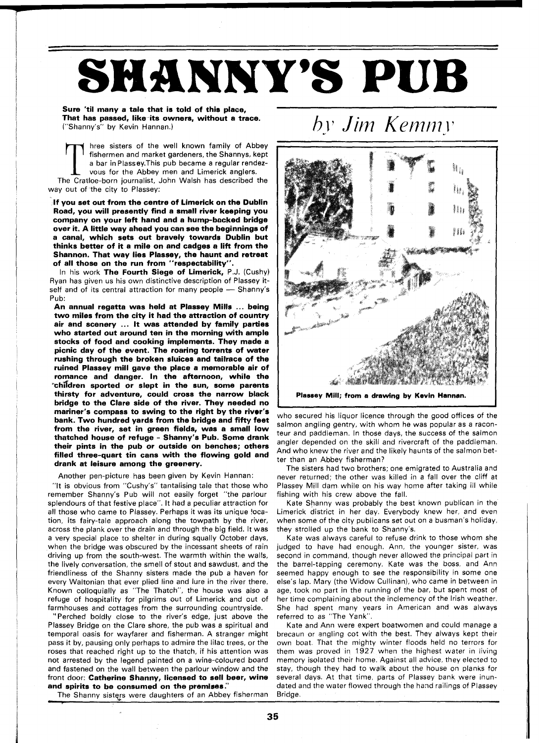# SHANNY'S PUB

**Sure 'til many a tale that is told of this place,**
**That has passed, like its owners, without a trace.**
("Shanny's" by Kevin Hannan.)

*by Jim Kemmy*

Three sisters of the well known family of Abbey fishermen and market gardeners, the Shannys, kept a bar in Plassey. This pub became a regular rendezvous for the Abbey men and Limerick anglers.

The Cratloe-born journalist, John Walsh has described the way out of the city to Plassey:

**If you set out from the centre of Limerick on the Dublin Road, you will presently find a small river keeping you company on your left hand and a hump-backed bridge over it. A little way ahead you can see the beginnings of a canal, which sets out bravely towards Dublin but thinks better of it a mile on and cadges a lift from the Shannon. That way lies Plassey, the haunt and retreat of all those on the run from "respectability".**

In his work **The Fourth Siege of Limerick,** P.J. (Cushy) Ryan has given us his own distinctive description of Plassey itself and of its central attraction for many people — Shanny's Pub:

**An annual regatta was held at Plassey Mills ... being two miles from the city it had the attraction of country air and scenery ... It was attended by family parties who started out around ten in the morning with ample stocks of food and cooking implements. They made a picnic day of the event. The roaring torrents of water rushing through the broken sluices and tailrace of the ruined Plassey mill gave the place a memorable air of romance and danger. In the afternoon, while the children sported or slept in the sun, some parents thirsty for adventure, could cross the narrow black bridge to the Clare side of the river. They needed no mariner's compass to swing to the right by the river's bank. Two hundred yards from the bridge and fifty feet from the river, set in green fields, was a small low thatched house of refuge - Shanny's Pub. Some drank their pints in the pub or outside on benches; others filled three-quart tin cans with the flowing gold and drank at leisure among the greenery.**

Another pen-picture has been given by Kevin Hannan:

"It is obvious from "Cushy's" tantalising tale that those who remember Shanny's Pub will not easily forget "the parlour splendours of that festive place". It had a peculiar attraction for all those who came to Plassey. Perhaps it was its unique location, its fairy-tale approach along the towpath by the river, across the plank over the drain and through the big field. It was a very special place to shelter in during squally October days, when the bridge was obscured by the incessant sheets of rain driving up from the south-west. The warmth within the walls, the lively conversation, the smell of stout and sawdust, and the friendliness of the Shanny sisters made the pub a haven for every Waltonian that ever plied line and lure in the river there. Known colloquially as "The Thatch", the house was also a refuge of hospitality for pilgrims out of Limerick and out of farmhouses and cottages from the surrounding countryside.

"Perched boldly close to the river's edge, just above the Plassey Bridge on the Clare shore, the pub was a spiritual and temporal oasis for wayfarer and fisherman. A stranger might pass it by, pausing only perhaps to admire the lilac trees, or the roses that reached right up to the thatch, if his attention was not arrested by the legend painted on a wine-coloured board and fastened on the wall between the parlour window and the front door: **Catherine Shanny, licensed to sell beer, wine and spirits to be consumed on the premises.**"

The Shanny sisters were daughters of an Abbey fisherman who secured his liquor licence through the good offices of the salmon angling gentry, with whom he was popular as a raconteur and paddleman. In those days, the success of the salmon angler depended on the skill and rivercraft of the paddleman. And who knew the river and the likely haunts of the salmon better than an Abbey fisherman?

**Plassey Mill; from a drawing by Kevin Hannan.**

The sisters had two brothers; one emigrated to Australia and never returned; the other was killed in a fall over the cliff at Plassey Mill dam while on his way home after taking ill while fishing with his crew above the fall.

Kate Shanny was probably the best known publican in the Limerick district in her day. Everybody knew her, and even when some of the city publicans set out on a busman's holiday, they strolled up the bank to Shanny's.

Kate was always careful to refuse drink to those whom she judged to have had enough. Ann, the younger sister, was second in command, though never allowed the principal part in the barrel-tapping ceremony. Kate was the boss, and Ann seemed happy enough to see the responsibility in some one else's lap. Mary (the Widow Cullinan), who came in between in age, took no part in the running of the bar, but spent most of her time complaining about the inclemency of the Irish weather. She had spent many years in American and was always referred to as "The Yank".

Kate and Ann were expert boatwomen and could manage a brecaun or angling cot with the best. They always kept their own boat. That the mighty winter floods held no terrors for them was proved in 1927 when the highest water in living memory isolated their home. Against all advice, they elected to stay, though they had to walk about the house on planks for several days. At that time, parts of Plassey bank were inundated and the water flowed through the hand railings of Plassey Bridge.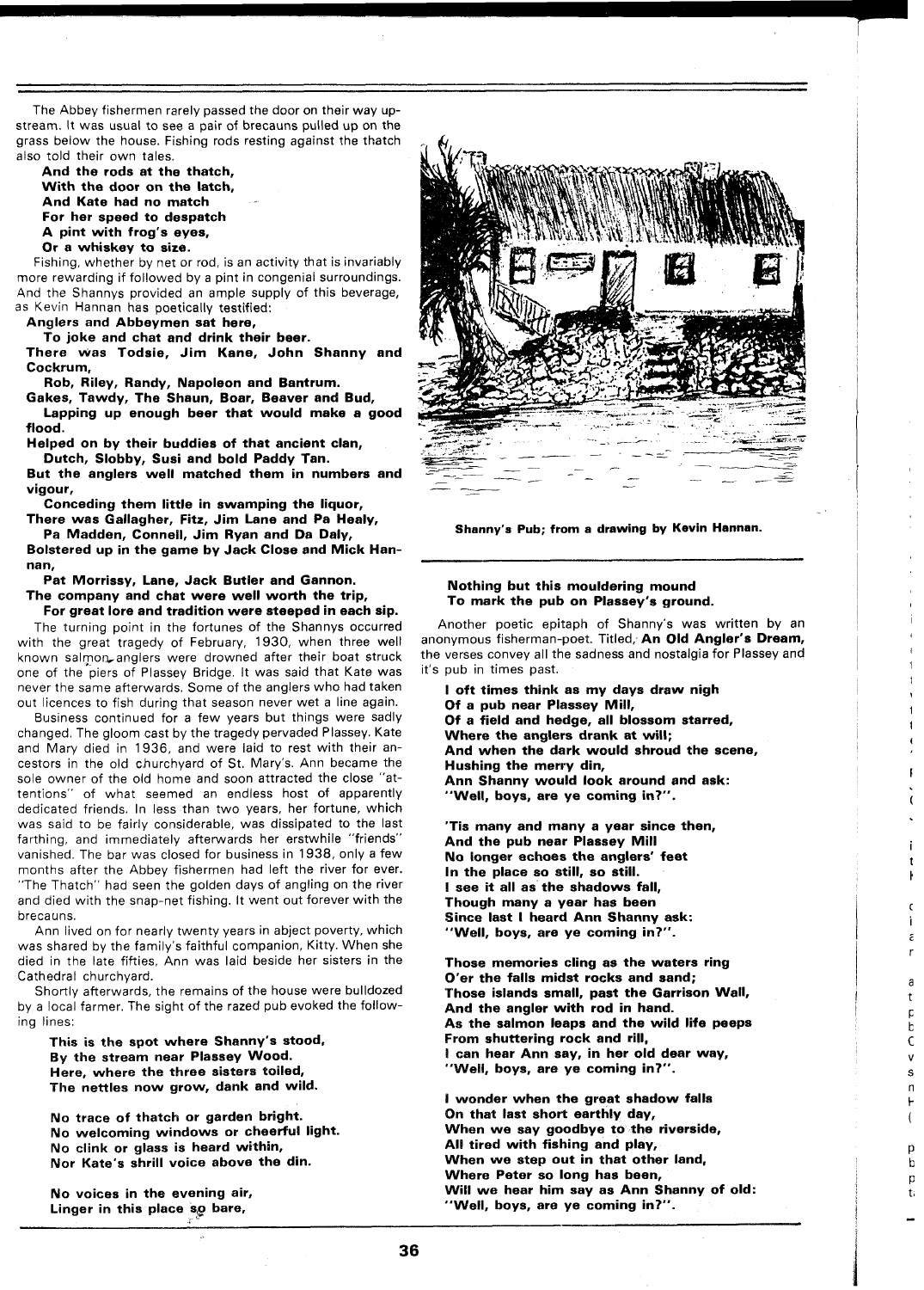The Abbey fishermen rarely passed the door on their way upstream. It was usual to see a pair of brecauns pulled up on the grass below the house. Fishing rods resting against the thatch also told their own tales.

**And the rods at the thatch,**
**With the door on the latch,**
**And Kate had no match**
**For her speed to despatch**
**A pint with frog's eyes,**
**Or a whiskey to size.**

Fishing, whether by net or rod, is an activity that is invariably more rewarding if followed by a pint in congenial surroundings. And the Shannys provided an ample supply of this beverage, as Kevin Hannan has poetically testified:

**Anglers and Abbeymen sat here,**
**To joke and chat and drink their beer.**
**There was Todsie, Jim Kane, John Shanny and Cockrum,**
**Rob, Riley, Randy, Napoleon and Bantrum.**
**Gakes, Tawdy, The Shaun, Boar, Beaver and Bud,**
**Lapping up enough beer that would make a good flood.**
**Helped on by their buddies of that ancient clan,**
**Dutch, Slobby, Susi and bold Paddy Tan.**
**But the anglers well matched them in numbers and vigour,**
**Conceding them little in swamping the liquor,**
**There was Gallagher, Fitz, Jim Lane and Pa Healy,**
**Pa Madden, Connell, Jim Ryan and Da Daly,**
**Bolstered up in the game by Jack Close and Mick Hannan,**
**Pat Morrissy, Lane, Jack Butler and Gannon.**
**The company and chat were well worth the trip,**
**For great lore and tradition were steeped in each sip.**

The turning point in the fortunes of the Shannys occurred with the great tragedy of February, 1930, when three well known salmon anglers were drowned after their boat struck one of the piers of Plassey Bridge. It was said that Kate was never the same afterwards. Some of the anglers who had taken out licences to fish during that season never wet a line again.

Business continued for a few years but things were sadly changed. The gloom cast by the tragedy pervaded Plassey. Kate and Mary died in 1936, and were laid to rest with their ancestors in the old churchyard of St. Mary's. Ann became the sole owner of the old home and soon attracted the close "attentions" of what seemed an endless host of apparently dedicated friends. In less than two years, her fortune, which was said to be fairly considerable, was dissipated to the last farthing, and immediately afterwards her erstwhile "friends" vanished. The bar was closed for business in 1938, only a few months after the Abbey fishermen had left the river for ever. "The Thatch" had seen the golden days of angling on the river and died with the snap-net fishing. It went out forever with the brecauns.

Ann lived on for nearly twenty years in abject poverty, which was shared by the family's faithful companion, Kitty. When she died in the late fifties, Ann was laid beside her sisters in the Cathedral churchyard.

Shortly afterwards, the remains of the house were bulldozed by a local farmer. The sight of the razed pub evoked the following lines:

**This is the spot where Shanny's stood,**
**By the stream near Plassey Wood.**
**Here, where the three sisters toiled,**
**The nettles now grow, dank and wild.**

**No trace of thatch or garden bright.**
**No welcoming windows or cheerful light.**
**No clink or glass is heard within,**
**Nor Kate's shrill voice above the din.**

**No voices in the evening air,**
**Linger in this place so bare,**
**Nothing but this mouldering mound**
**To mark the pub on Plassey's ground.**

Shanny's Pub; from a drawing by Kevin Hannan.

Another poetic epitaph of Shanny's was written by an anonymous fisherman-poet. Titled, **An Old Angler's Dream,** the verses convey all the sadness and nostalgia for Plassey and it's pub in times past.

**I oft times think as my days draw nigh**
**Of a pub near Plassey Mill,**
**Of a field and hedge, all blossom starred,**
**Where the anglers drank at will;**
**And when the dark would shroud the scene,**
**Hushing the merry din,**
**Ann Shanny would look around and ask:**
**"Well, boys, are ye coming in?".**

**'Tis many and many a year since then,**
**And the pub near Plassey Mill**
**No longer echoes the anglers' feet**
**In the place so still, so still.**
**I see it all as the shadows fall,**
**Though many a year has been**
**Since last I heard Ann Shanny ask:**
**"Well, boys, are ye coming in?".**

**Those memories cling as the waters ring**
**O'er the falls midst rocks and sand;**
**Those islands small, past the Garrison Wall,**
**And the angler with rod in hand.**
**As the salmon leaps and the wild life peeps**
**From shuttering rock and rill,**
**I can hear Ann say, in her old dear way,**
**"Well, boys, are ye coming in?".**

**I wonder when the great shadow falls**
**On that last short earthly day,**
**When we say goodbye to the riverside,**
**All tired with fishing and play,**
**When we step out in that other land,**
**Where Peter so long has been,**
**Will we hear him say as Ann Shanny of old:**
**"Well, boys, are ye coming in?".**